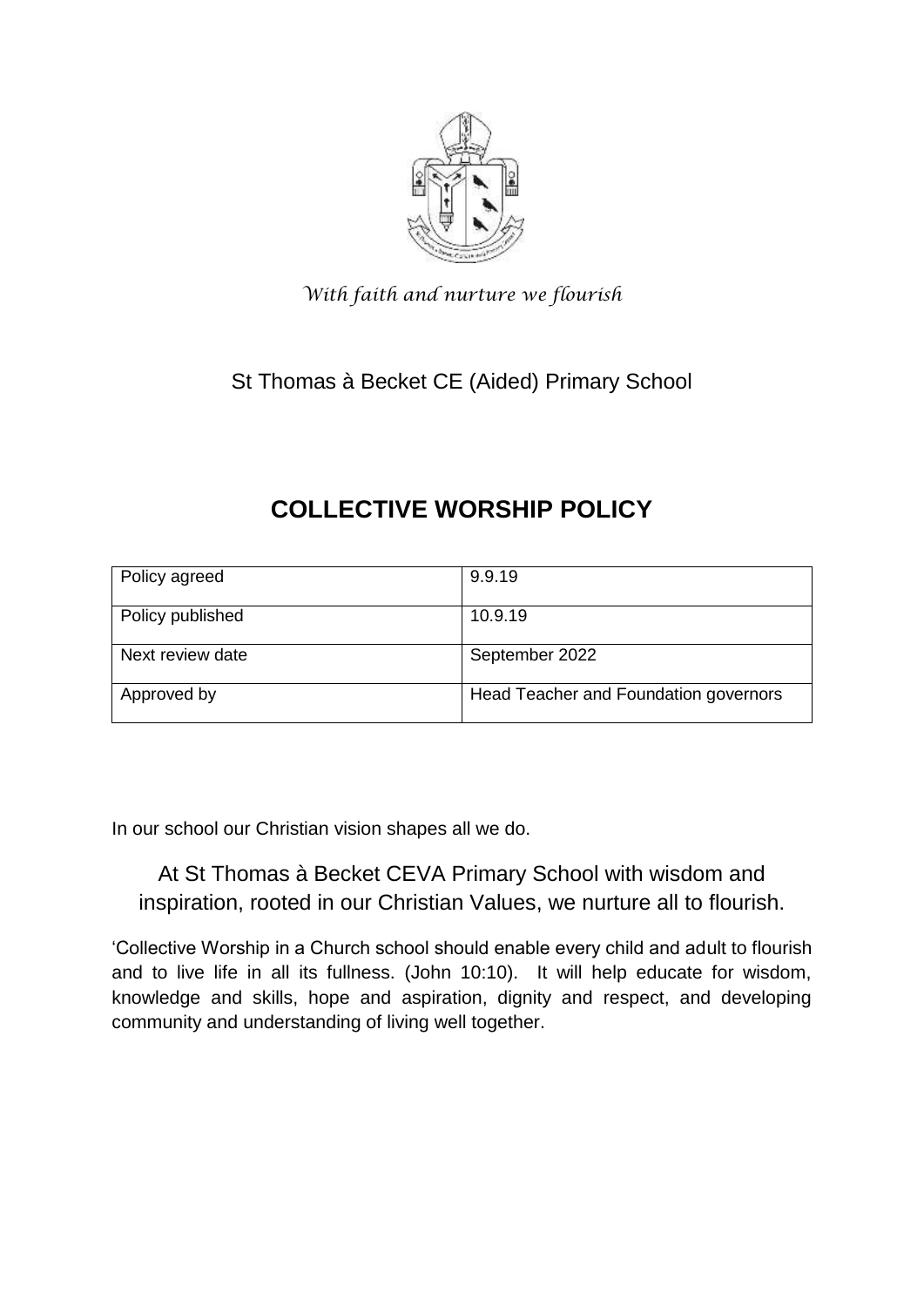*With faith and nurture we flourish*

St Thomas à Becket CE (Aided) Primary School

# COLLECTIVE WORSHIP POLICY

| Policy agreed | 9.9.19 |
| --- | --- |
| Policy published | 10.9.19 |
| Next review date | September 2022 |
| Approved by | Head Teacher and Foundation governors |

In our school our Christian vision shapes all we do.

At St Thomas à Becket CEVA Primary School with wisdom and inspiration, rooted in our Christian Values, we nurture all to flourish.

'Collective Worship in a Church school should enable every child and adult to flourish and to live life in all its fullness. (John 10:10). It will help educate for wisdom, knowledge and skills, hope and aspiration, dignity and respect, and developing community and understanding of living well together.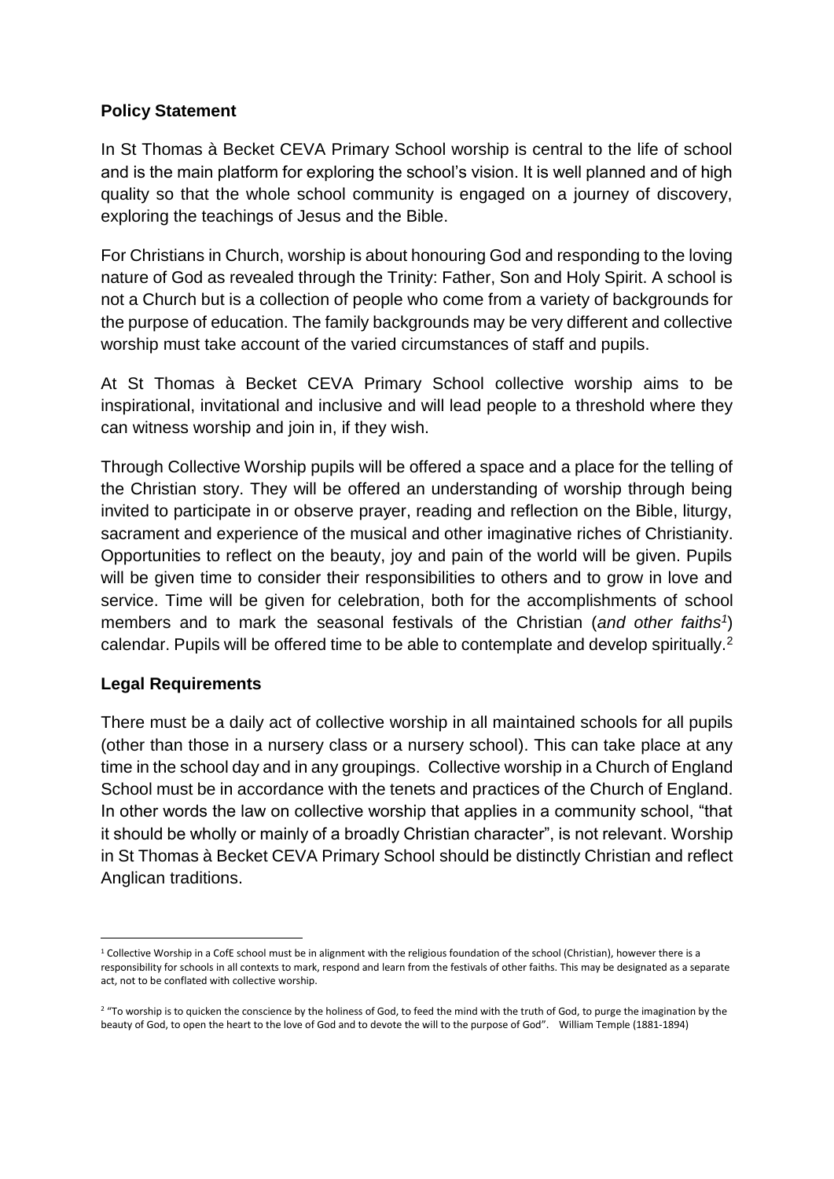## Policy Statement

In St Thomas à Becket CEVA Primary School worship is central to the life of school and is the main platform for exploring the school's vision. It is well planned and of high quality so that the whole school community is engaged on a journey of discovery, exploring the teachings of Jesus and the Bible.

For Christians in Church, worship is about honouring God and responding to the loving nature of God as revealed through the Trinity: Father, Son and Holy Spirit. A school is not a Church but is a collection of people who come from a variety of backgrounds for the purpose of education. The family backgrounds may be very different and collective worship must take account of the varied circumstances of staff and pupils.

At St Thomas à Becket CEVA Primary School collective worship aims to be inspirational, invitational and inclusive and will lead people to a threshold where they can witness worship and join in, if they wish.

Through Collective Worship pupils will be offered a space and a place for the telling of the Christian story. They will be offered an understanding of worship through being invited to participate in or observe prayer, reading and reflection on the Bible, liturgy, sacrament and experience of the musical and other imaginative riches of Christianity. Opportunities to reflect on the beauty, joy and pain of the world will be given. Pupils will be given time to consider their responsibilities to others and to grow in love and service. Time will be given for celebration, both for the accomplishments of school members and to mark the seasonal festivals of the Christian (*and other faiths*[1]) calendar. Pupils will be offered time to be able to contemplate and develop spiritually.[2]

## Legal Requirements

There must be a daily act of collective worship in all maintained schools for all pupils (other than those in a nursery class or a nursery school). This can take place at any time in the school day and in any groupings. Collective worship in a Church of England School must be in accordance with the tenets and practices of the Church of England. In other words the law on collective worship that applies in a community school, "that it should be wholly or mainly of a broadly Christian character", is not relevant. Worship in St Thomas à Becket CEVA Primary School should be distinctly Christian and reflect Anglican traditions.

---

[1] Collective Worship in a CofE school must be in alignment with the religious foundation of the school (Christian), however there is a responsibility for schools in all contexts to mark, respond and learn from the festivals of other faiths. This may be designated as a separate act, not to be conflated with collective worship.

[2] "To worship is to quicken the conscience by the holiness of God, to feed the mind with the truth of God, to purge the imagination by the beauty of God, to open the heart to the love of God and to devote the will to the purpose of God". William Temple (1881-1894)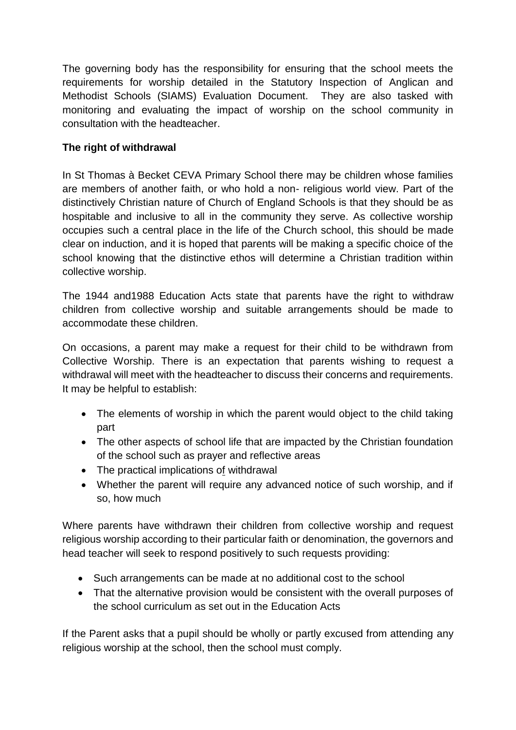The governing body has the responsibility for ensuring that the school meets the requirements for worship detailed in the Statutory Inspection of Anglican and Methodist Schools (SIAMS) Evaluation Document. They are also tasked with monitoring and evaluating the impact of worship on the school community in consultation with the headteacher.

**The right of withdrawal**

In St Thomas à Becket CEVA Primary School there may be children whose families are members of another faith, or who hold a non- religious world view. Part of the distinctively Christian nature of Church of England Schools is that they should be as hospitable and inclusive to all in the community they serve. As collective worship occupies such a central place in the life of the Church school, this should be made clear on induction, and it is hoped that parents will be making a specific choice of the school knowing that the distinctive ethos will determine a Christian tradition within collective worship.

The 1944 and1988 Education Acts state that parents have the right to withdraw children from collective worship and suitable arrangements should be made to accommodate these children.

On occasions, a parent may make a request for their child to be withdrawn from Collective Worship. There is an expectation that parents wishing to request a withdrawal will meet with the headteacher to discuss their concerns and requirements. It may be helpful to establish:

- The elements of worship in which the parent would object to the child taking part
- The other aspects of school life that are impacted by the Christian foundation of the school such as prayer and reflective areas
- The practical implications of withdrawal
- Whether the parent will require any advanced notice of such worship, and if so, how much

Where parents have withdrawn their children from collective worship and request religious worship according to their particular faith or denomination, the governors and head teacher will seek to respond positively to such requests providing:

- Such arrangements can be made at no additional cost to the school
- That the alternative provision would be consistent with the overall purposes of the school curriculum as set out in the Education Acts

If the Parent asks that a pupil should be wholly or partly excused from attending any religious worship at the school, then the school must comply.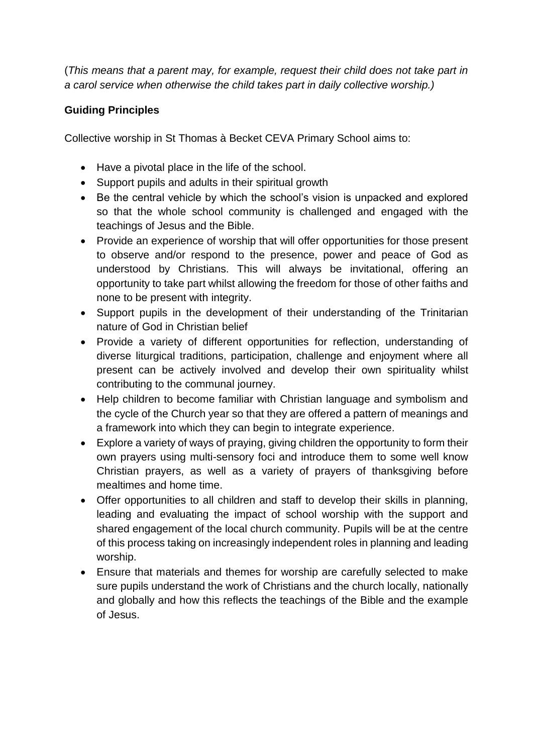(*This means that a parent may, for example, request their child does not take part in a carol service when otherwise the child takes part in daily collective worship.)*

**Guiding Principles**

Collective worship in St Thomas à Becket CEVA Primary School aims to:

- Have a pivotal place in the life of the school.
- Support pupils and adults in their spiritual growth
- Be the central vehicle by which the school's vision is unpacked and explored so that the whole school community is challenged and engaged with the teachings of Jesus and the Bible.
- Provide an experience of worship that will offer opportunities for those present to observe and/or respond to the presence, power and peace of God as understood by Christians. This will always be invitational, offering an opportunity to take part whilst allowing the freedom for those of other faiths and none to be present with integrity.
- Support pupils in the development of their understanding of the Trinitarian nature of God in Christian belief
- Provide a variety of different opportunities for reflection, understanding of diverse liturgical traditions, participation, challenge and enjoyment where all present can be actively involved and develop their own spirituality whilst contributing to the communal journey.
- Help children to become familiar with Christian language and symbolism and the cycle of the Church year so that they are offered a pattern of meanings and a framework into which they can begin to integrate experience.
- Explore a variety of ways of praying, giving children the opportunity to form their own prayers using multi-sensory foci and introduce them to some well know Christian prayers, as well as a variety of prayers of thanksgiving before mealtimes and home time.
- Offer opportunities to all children and staff to develop their skills in planning, leading and evaluating the impact of school worship with the support and shared engagement of the local church community. Pupils will be at the centre of this process taking on increasingly independent roles in planning and leading worship.
- Ensure that materials and themes for worship are carefully selected to make sure pupils understand the work of Christians and the church locally, nationally and globally and how this reflects the teachings of the Bible and the example of Jesus.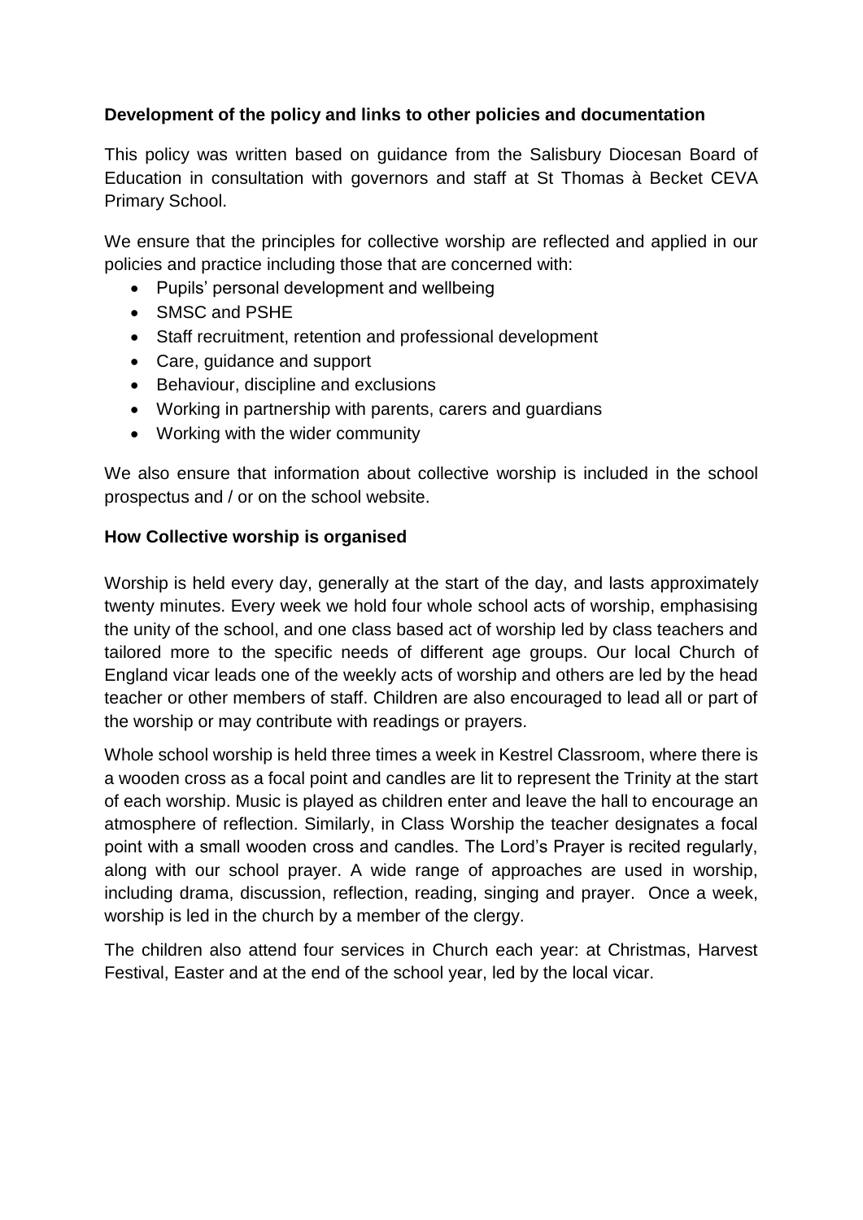**Development of the policy and links to other policies and documentation**

This policy was written based on guidance from the Salisbury Diocesan Board of Education in consultation with governors and staff at St Thomas à Becket CEVA Primary School.

We ensure that the principles for collective worship are reflected and applied in our policies and practice including those that are concerned with:

- Pupils' personal development and wellbeing
- SMSC and PSHE
- Staff recruitment, retention and professional development
- Care, guidance and support
- Behaviour, discipline and exclusions
- Working in partnership with parents, carers and guardians
- Working with the wider community

We also ensure that information about collective worship is included in the school prospectus and / or on the school website.

**How Collective worship is organised**

Worship is held every day, generally at the start of the day, and lasts approximately twenty minutes. Every week we hold four whole school acts of worship, emphasising the unity of the school, and one class based act of worship led by class teachers and tailored more to the specific needs of different age groups. Our local Church of England vicar leads one of the weekly acts of worship and others are led by the head teacher or other members of staff. Children are also encouraged to lead all or part of the worship or may contribute with readings or prayers.

Whole school worship is held three times a week in Kestrel Classroom, where there is a wooden cross as a focal point and candles are lit to represent the Trinity at the start of each worship. Music is played as children enter and leave the hall to encourage an atmosphere of reflection. Similarly, in Class Worship the teacher designates a focal point with a small wooden cross and candles. The Lord's Prayer is recited regularly, along with our school prayer. A wide range of approaches are used in worship, including drama, discussion, reflection, reading, singing and prayer. Once a week, worship is led in the church by a member of the clergy.

The children also attend four services in Church each year: at Christmas, Harvest Festival, Easter and at the end of the school year, led by the local vicar.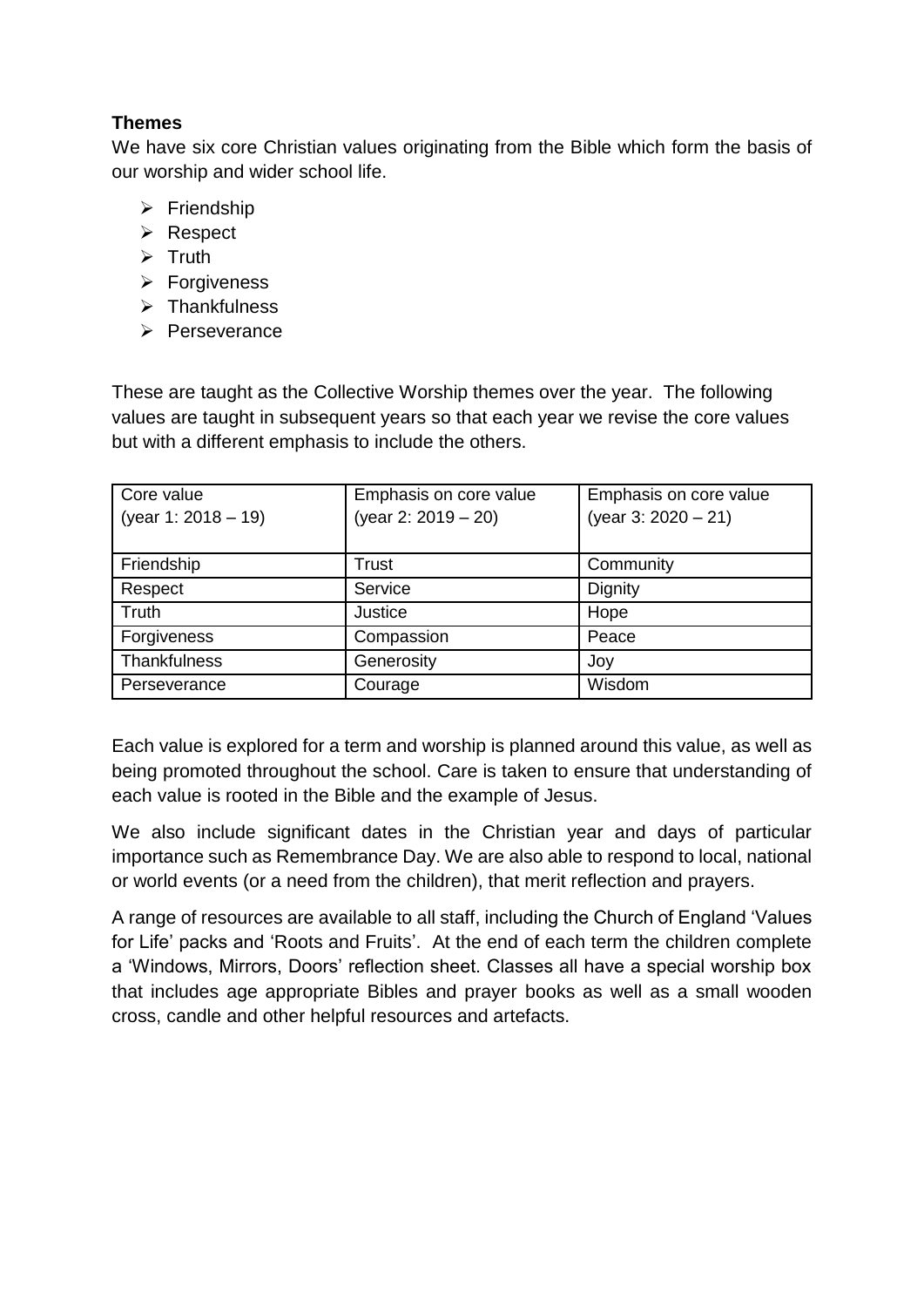**Themes**

We have six core Christian values originating from the Bible which form the basis of our worship and wider school life.

- Friendship
- Respect
- Truth
- Forgiveness
- Thankfulness
- Perseverance

These are taught as the Collective Worship themes over the year. The following values are taught in subsequent years so that each year we revise the core values but with a different emphasis to include the others.

| Core value (year 1: 2018 – 19) | Emphasis on core value (year 2: 2019 – 20) | Emphasis on core value (year 3: 2020 – 21) |
|---|---|---|
| Friendship | Trust | Community |
| Respect | Service | Dignity |
| Truth | Justice | Hope |
| Forgiveness | Compassion | Peace |
| Thankfulness | Generosity | Joy |
| Perseverance | Courage | Wisdom |

Each value is explored for a term and worship is planned around this value, as well as being promoted throughout the school. Care is taken to ensure that understanding of each value is rooted in the Bible and the example of Jesus.

We also include significant dates in the Christian year and days of particular importance such as Remembrance Day. We are also able to respond to local, national or world events (or a need from the children), that merit reflection and prayers.

A range of resources are available to all staff, including the Church of England 'Values for Life' packs and 'Roots and Fruits'. At the end of each term the children complete a 'Windows, Mirrors, Doors' reflection sheet. Classes all have a special worship box that includes age appropriate Bibles and prayer books as well as a small wooden cross, candle and other helpful resources and artefacts.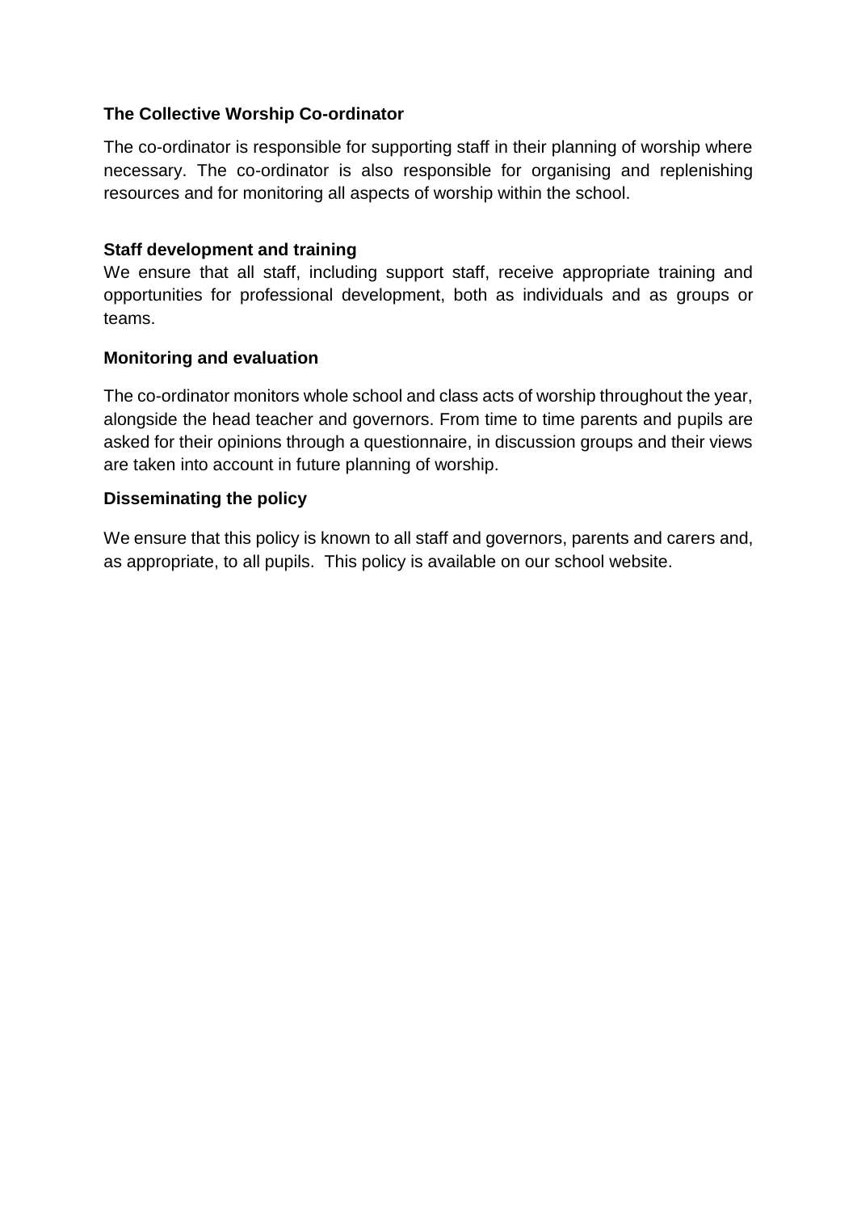### The Collective Worship Co-ordinator

The co-ordinator is responsible for supporting staff in their planning of worship where necessary. The co-ordinator is also responsible for organising and replenishing resources and for monitoring all aspects of worship within the school.

### Staff development and training

We ensure that all staff, including support staff, receive appropriate training and opportunities for professional development, both as individuals and as groups or teams.

### Monitoring and evaluation

The co-ordinator monitors whole school and class acts of worship throughout the year, alongside the head teacher and governors. From time to time parents and pupils are asked for their opinions through a questionnaire, in discussion groups and their views are taken into account in future planning of worship.

### Disseminating the policy

We ensure that this policy is known to all staff and governors, parents and carers and, as appropriate, to all pupils. This policy is available on our school website.